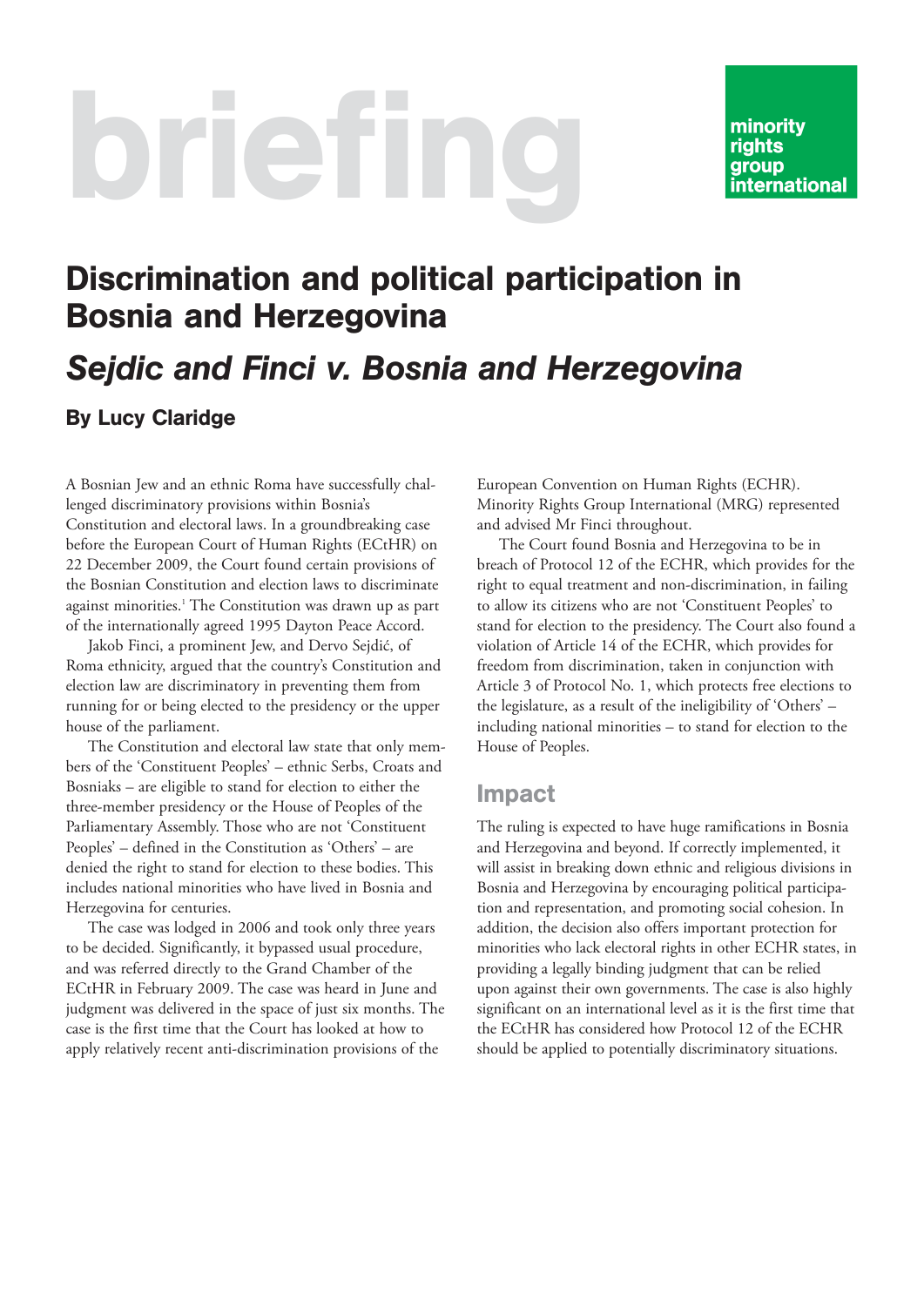briefing

minority rights group international

# Discrimination and political participation in Bosnia and Herzegovina

## *Sejdic and Finci v. Bosnia and Herzegovina*

### By Lucy Claridge

A Bosnian Jew and an ethnic Roma have successfully challenged discriminatory provisions within Bosnia's Constitution and electoral laws. In a groundbreaking case before the European Court of Human Rights (ECtHR) on 22 December 2009, the Court found certain provisions of the Bosnian Constitution and election laws to discriminate against minorities.[1] The Constitution was drawn up as part of the internationally agreed 1995 Dayton Peace Accord.

Jakob Finci, a prominent Jew, and Dervo Sejdić, of Roma ethnicity, argued that the country's Constitution and election law are discriminatory in preventing them from running for or being elected to the presidency or the upper house of the parliament.

The Constitution and electoral law state that only members of the 'Constituent Peoples' – ethnic Serbs, Croats and Bosniaks – are eligible to stand for election to either the three-member presidency or the House of Peoples of the Parliamentary Assembly. Those who are not 'Constituent Peoples' – defined in the Constitution as 'Others' – are denied the right to stand for election to these bodies. This includes national minorities who have lived in Bosnia and Herzegovina for centuries.

The case was lodged in 2006 and took only three years to be decided. Significantly, it bypassed usual procedure, and was referred directly to the Grand Chamber of the ECtHR in February 2009. The case was heard in June and judgment was delivered in the space of just six months. The case is the first time that the Court has looked at how to apply relatively recent anti-discrimination provisions of the European Convention on Human Rights (ECHR). Minority Rights Group International (MRG) represented and advised Mr Finci throughout.

The Court found Bosnia and Herzegovina to be in breach of Protocol 12 of the ECHR, which provides for the right to equal treatment and non-discrimination, in failing to allow its citizens who are not 'Constituent Peoples' to stand for election to the presidency. The Court also found a violation of Article 14 of the ECHR, which provides for freedom from discrimination, taken in conjunction with Article 3 of Protocol No. 1, which protects free elections to the legislature, as a result of the ineligibility of 'Others' – including national minorities – to stand for election to the House of Peoples.

## Impact

The ruling is expected to have huge ramifications in Bosnia and Herzegovina and beyond. If correctly implemented, it will assist in breaking down ethnic and religious divisions in Bosnia and Herzegovina by encouraging political participation and representation, and promoting social cohesion. In addition, the decision also offers important protection for minorities who lack electoral rights in other ECHR states, in providing a legally binding judgment that can be relied upon against their own governments. The case is also highly significant on an international level as it is the first time that the ECtHR has considered how Protocol 12 of the ECHR should be applied to potentially discriminatory situations.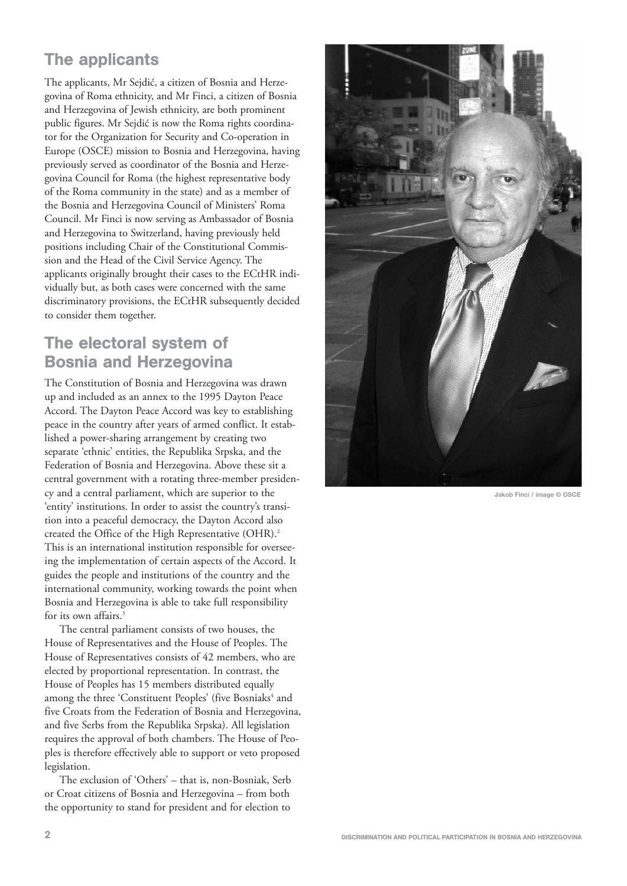## The applicants

The applicants, Mr Sejdić, a citizen of Bosnia and Herzegovina of Roma ethnicity, and Mr Finci, a citizen of Bosnia and Herzegovina of Jewish ethnicity, are both prominent public figures. Mr Sejdić is now the Roma rights coordinator for the Organization for Security and Co-operation in Europe (OSCE) mission to Bosnia and Herzegovina, having previously served as coordinator of the Bosnia and Herzegovina Council for Roma (the highest representative body of the Roma community in the state) and as a member of the Bosnia and Herzegovina Council of Ministers' Roma Council. Mr Finci is now serving as Ambassador of Bosnia and Herzegovina to Switzerland, having previously held positions including Chair of the Constitutional Commission and the Head of the Civil Service Agency. The applicants originally brought their cases to the ECtHR individually but, as both cases were concerned with the same discriminatory provisions, the ECtHR subsequently decided to consider them together.

## The electoral system of Bosnia and Herzegovina

The Constitution of Bosnia and Herzegovina was drawn up and included as an annex to the 1995 Dayton Peace Accord. The Dayton Peace Accord was key to establishing peace in the country after years of armed conflict. It established a power-sharing arrangement by creating two separate 'ethnic' entities, the Republika Srpska, and the Federation of Bosnia and Herzegovina. Above these sit a central government with a rotating three-member presidency and a central parliament, which are superior to the 'entity' institutions. In order to assist the country's transition into a peaceful democracy, the Dayton Accord also created the Office of the High Representative (OHR).[2] This is an international institution responsible for overseeing the implementation of certain aspects of the Accord. It guides the people and institutions of the country and the international community, working towards the point when Bosnia and Herzegovina is able to take full responsibility for its own affairs.[3]

The central parliament consists of two houses, the House of Representatives and the House of Peoples. The House of Representatives consists of 42 members, who are elected by proportional representation. In contrast, the House of Peoples has 15 members distributed equally among the three 'Constituent Peoples' (five Bosniaks[4] and five Croats from the Federation of Bosnia and Herzegovina, and five Serbs from the Republika Srpska). All legislation requires the approval of both chambers. The House of Peoples is therefore effectively able to support or veto proposed legislation.

The exclusion of 'Others' – that is, non-Bosniak, Serb or Croat citizens of Bosnia and Herzegovina – from both the opportunity to stand for president and for election to

Jakob Finci / image © OSCE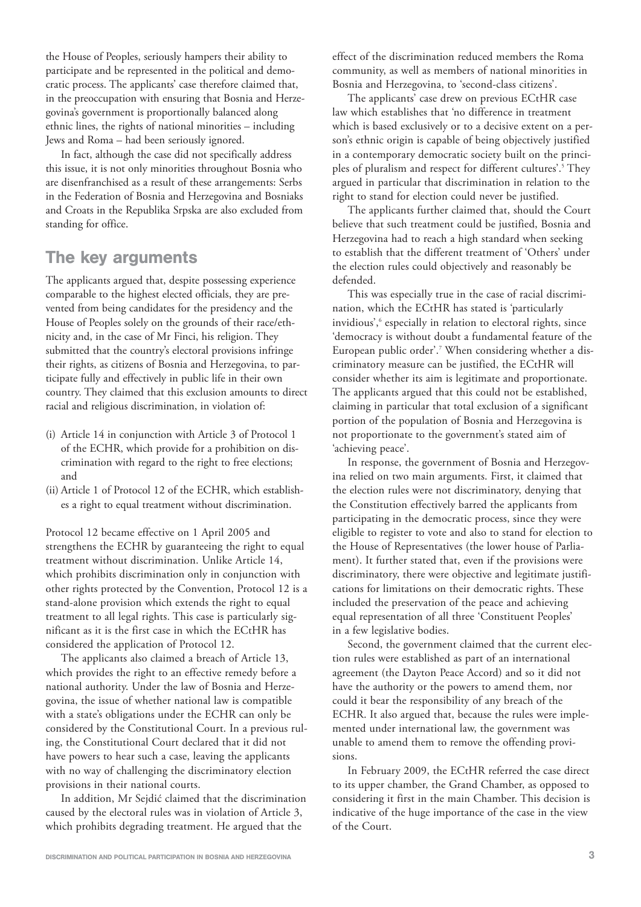the House of Peoples, seriously hampers their ability to participate and be represented in the political and democratic process. The applicants' case therefore claimed that, in the preoccupation with ensuring that Bosnia and Herzegovina's government is proportionally balanced along ethnic lines, the rights of national minorities – including Jews and Roma – had been seriously ignored.

In fact, although the case did not specifically address this issue, it is not only minorities throughout Bosnia who are disenfranchised as a result of these arrangements: Serbs in the Federation of Bosnia and Herzegovina and Bosniaks and Croats in the Republika Srpska are also excluded from standing for office.

## The key arguments

The applicants argued that, despite possessing experience comparable to the highest elected officials, they are prevented from being candidates for the presidency and the House of Peoples solely on the grounds of their race/ethnicity and, in the case of Mr Finci, his religion. They submitted that the country's electoral provisions infringe their rights, as citizens of Bosnia and Herzegovina, to participate fully and effectively in public life in their own country. They claimed that this exclusion amounts to direct racial and religious discrimination, in violation of:

(i) Article 14 in conjunction with Article 3 of Protocol 1 of the ECHR, which provide for a prohibition on discrimination with regard to the right to free elections; and

(ii) Article 1 of Protocol 12 of the ECHR, which establishes a right to equal treatment without discrimination.

Protocol 12 became effective on 1 April 2005 and strengthens the ECHR by guaranteeing the right to equal treatment without discrimination. Unlike Article 14, which prohibits discrimination only in conjunction with other rights protected by the Convention, Protocol 12 is a stand-alone provision which extends the right to equal treatment to all legal rights. This case is particularly significant as it is the first case in which the ECtHR has considered the application of Protocol 12.

The applicants also claimed a breach of Article 13, which provides the right to an effective remedy before a national authority. Under the law of Bosnia and Herzegovina, the issue of whether national law is compatible with a state's obligations under the ECHR can only be considered by the Constitutional Court. In a previous ruling, the Constitutional Court declared that it did not have powers to hear such a case, leaving the applicants with no way of challenging the discriminatory election provisions in their national courts.

In addition, Mr Sejdić claimed that the discrimination caused by the electoral rules was in violation of Article 3, which prohibits degrading treatment. He argued that the effect of the discrimination reduced members the Roma community, as well as members of national minorities in Bosnia and Herzegovina, to 'second-class citizens'.

The applicants' case drew on previous ECtHR case law which establishes that 'no difference in treatment which is based exclusively or to a decisive extent on a person's ethnic origin is capable of being objectively justified in a contemporary democratic society built on the principles of pluralism and respect for different cultures'.[5] They argued in particular that discrimination in relation to the right to stand for election could never be justified.

The applicants further claimed that, should the Court believe that such treatment could be justified, Bosnia and Herzegovina had to reach a high standard when seeking to establish that the different treatment of 'Others' under the election rules could objectively and reasonably be defended.

This was especially true in the case of racial discrimination, which the ECtHR has stated is 'particularly invidious',[6] especially in relation to electoral rights, since 'democracy is without doubt a fundamental feature of the European public order'.[7] When considering whether a discriminatory measure can be justified, the ECtHR will consider whether its aim is legitimate and proportionate. The applicants argued that this could not be established, claiming in particular that total exclusion of a significant portion of the population of Bosnia and Herzegovina is not proportionate to the government's stated aim of 'achieving peace'.

In response, the government of Bosnia and Herzegovina relied on two main arguments. First, it claimed that the election rules were not discriminatory, denying that the Constitution effectively barred the applicants from participating in the democratic process, since they were eligible to register to vote and also to stand for election to the House of Representatives (the lower house of Parliament). It further stated that, even if the provisions were discriminatory, there were objective and legitimate justifications for limitations on their democratic rights. These included the preservation of the peace and achieving equal representation of all three 'Constituent Peoples' in a few legislative bodies.

Second, the government claimed that the current election rules were established as part of an international agreement (the Dayton Peace Accord) and so it did not have the authority or the powers to amend them, nor could it bear the responsibility of any breach of the ECHR. It also argued that, because the rules were implemented under international law, the government was unable to amend them to remove the offending provisions.

In February 2009, the ECtHR referred the case direct to its upper chamber, the Grand Chamber, as opposed to considering it first in the main Chamber. This decision is indicative of the huge importance of the case in the view of the Court.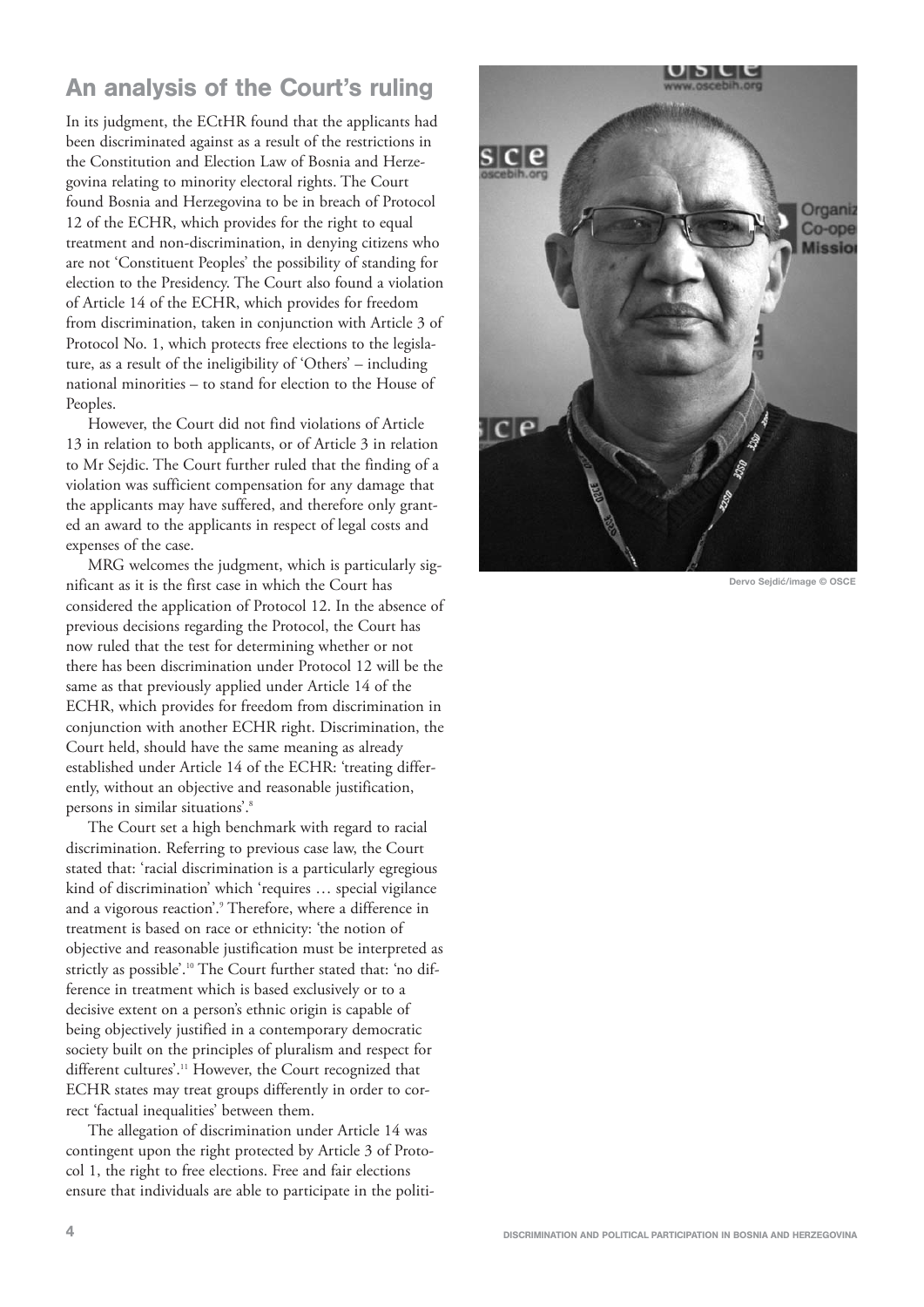## An analysis of the Court's ruling

In its judgment, the ECtHR found that the applicants had been discriminated against as a result of the restrictions in the Constitution and Election Law of Bosnia and Herzegovina relating to minority electoral rights. The Court found Bosnia and Herzegovina to be in breach of Protocol 12 of the ECHR, which provides for the right to equal treatment and non-discrimination, in denying citizens who are not 'Constituent Peoples' the possibility of standing for election to the Presidency. The Court also found a violation of Article 14 of the ECHR, which provides for freedom from discrimination, taken in conjunction with Article 3 of Protocol No. 1, which protects free elections to the legislature, as a result of the ineligibility of 'Others' – including national minorities – to stand for election to the House of Peoples.

However, the Court did not find violations of Article 13 in relation to both applicants, or of Article 3 in relation to Mr Sejdic. The Court further ruled that the finding of a violation was sufficient compensation for any damage that the applicants may have suffered, and therefore only granted an award to the applicants in respect of legal costs and expenses of the case.

MRG welcomes the judgment, which is particularly significant as it is the first case in which the Court has considered the application of Protocol 12. In the absence of previous decisions regarding the Protocol, the Court has now ruled that the test for determining whether or not there has been discrimination under Protocol 12 will be the same as that previously applied under Article 14 of the ECHR, which provides for freedom from discrimination in conjunction with another ECHR right. Discrimination, the Court held, should have the same meaning as already established under Article 14 of the ECHR: 'treating differently, without an objective and reasonable justification, persons in similar situations'.[8]

The Court set a high benchmark with regard to racial discrimination. Referring to previous case law, the Court stated that: 'racial discrimination is a particularly egregious kind of discrimination' which 'requires … special vigilance and a vigorous reaction'.[9] Therefore, where a difference in treatment is based on race or ethnicity: 'the notion of objective and reasonable justification must be interpreted as strictly as possible'.[10] The Court further stated that: 'no difference in treatment which is based exclusively or to a decisive extent on a person's ethnic origin is capable of being objectively justified in a contemporary democratic society built on the principles of pluralism and respect for different cultures'.[11] However, the Court recognized that ECHR states may treat groups differently in order to correct 'factual inequalities' between them.

The allegation of discrimination under Article 14 was contingent upon the right protected by Article 3 of Protocol 1, the right to free elections. Free and fair elections ensure that individuals are able to participate in the politi-

Dervo Sejdić/image © OSCE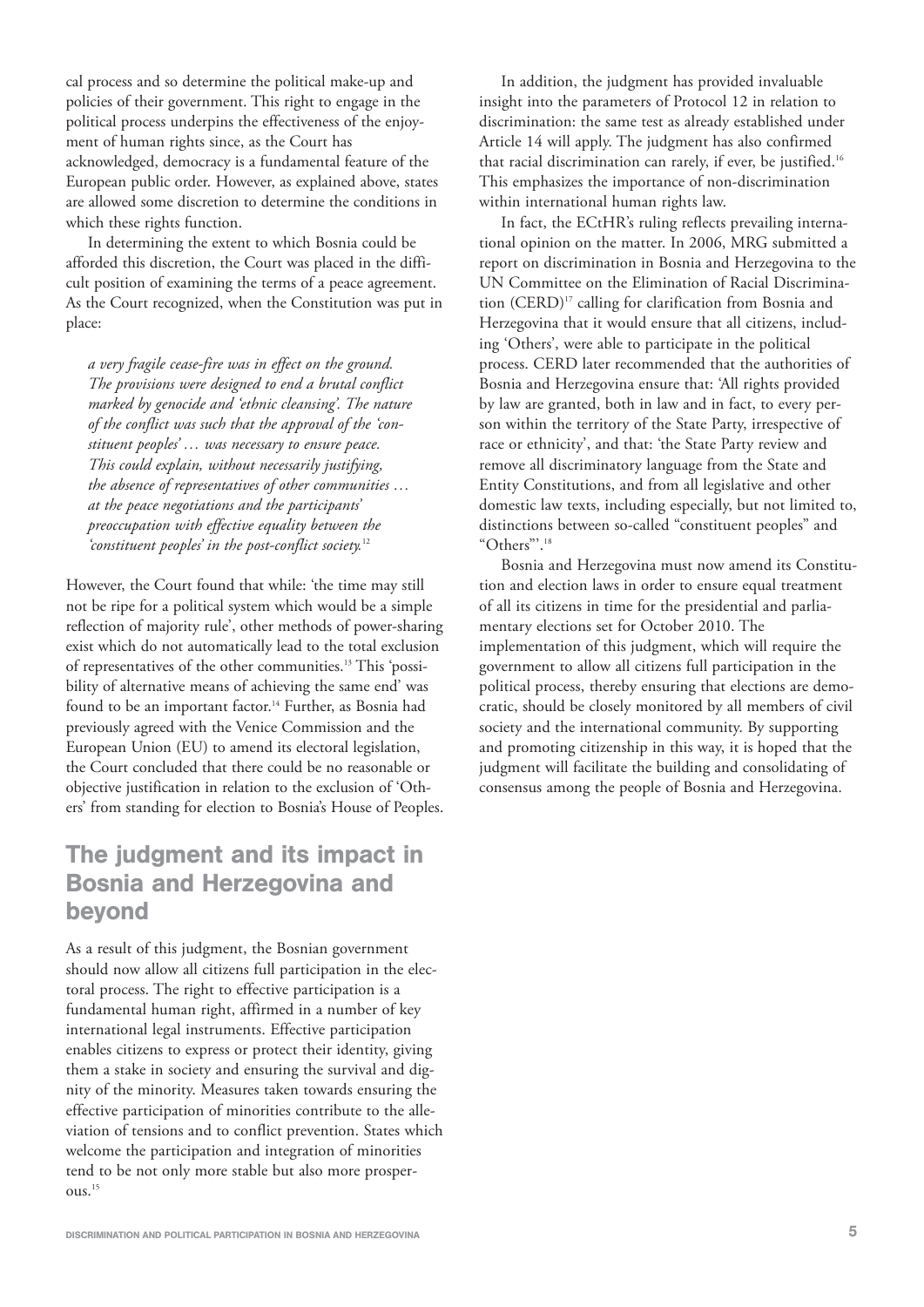cal process and so determine the political make-up and policies of their government. This right to engage in the political process underpins the effectiveness of the enjoyment of human rights since, as the Court has acknowledged, democracy is a fundamental feature of the European public order. However, as explained above, states are allowed some discretion to determine the conditions in which these rights function.

In determining the extent to which Bosnia could be afforded this discretion, the Court was placed in the difficult position of examining the terms of a peace agreement. As the Court recognized, when the Constitution was put in place:

> *a very fragile cease-fire was in effect on the ground. The provisions were designed to end a brutal conflict marked by genocide and 'ethnic cleansing'. The nature of the conflict was such that the approval of the 'constituent peoples' … was necessary to ensure peace. This could explain, without necessarily justifying, the absence of representatives of other communities … at the peace negotiations and the participants' preoccupation with effective equality between the 'constituent peoples' in the post-conflict society.*[12]

However, the Court found that while: 'the time may still not be ripe for a political system which would be a simple reflection of majority rule', other methods of power-sharing exist which do not automatically lead to the total exclusion of representatives of the other communities.[13] This 'possibility of alternative means of achieving the same end' was found to be an important factor.[14] Further, as Bosnia had previously agreed with the Venice Commission and the European Union (EU) to amend its electoral legislation, the Court concluded that there could be no reasonable or objective justification in relation to the exclusion of 'Others' from standing for election to Bosnia's House of Peoples.

## The judgment and its impact in Bosnia and Herzegovina and beyond

As a result of this judgment, the Bosnian government should now allow all citizens full participation in the electoral process. The right to effective participation is a fundamental human right, affirmed in a number of key international legal instruments. Effective participation enables citizens to express or protect their identity, giving them a stake in society and ensuring the survival and dignity of the minority. Measures taken towards ensuring the effective participation of minorities contribute to the alleviation of tensions and to conflict prevention. States which welcome the participation and integration of minorities tend to be not only more stable but also more prosperous.[15]

In addition, the judgment has provided invaluable insight into the parameters of Protocol 12 in relation to discrimination: the same test as already established under Article 14 will apply. The judgment has also confirmed that racial discrimination can rarely, if ever, be justified.[16] This emphasizes the importance of non-discrimination within international human rights law.

In fact, the ECtHR's ruling reflects prevailing international opinion on the matter. In 2006, MRG submitted a report on discrimination in Bosnia and Herzegovina to the UN Committee on the Elimination of Racial Discrimination (CERD)[17] calling for clarification from Bosnia and Herzegovina that it would ensure that all citizens, including 'Others', were able to participate in the political process. CERD later recommended that the authorities of Bosnia and Herzegovina ensure that: 'All rights provided by law are granted, both in law and in fact, to every person within the territory of the State Party, irrespective of race or ethnicity', and that: 'the State Party review and remove all discriminatory language from the State and Entity Constitutions, and from all legislative and other domestic law texts, including especially, but not limited to, distinctions between so-called "constituent peoples" and "Others"'.[18]

Bosnia and Herzegovina must now amend its Constitution and election laws in order to ensure equal treatment of all its citizens in time for the presidential and parliamentary elections set for October 2010. The implementation of this judgment, which will require the government to allow all citizens full participation in the political process, thereby ensuring that elections are democratic, should be closely monitored by all members of civil society and the international community. By supporting and promoting citizenship in this way, it is hoped that the judgment will facilitate the building and consolidating of consensus among the people of Bosnia and Herzegovina.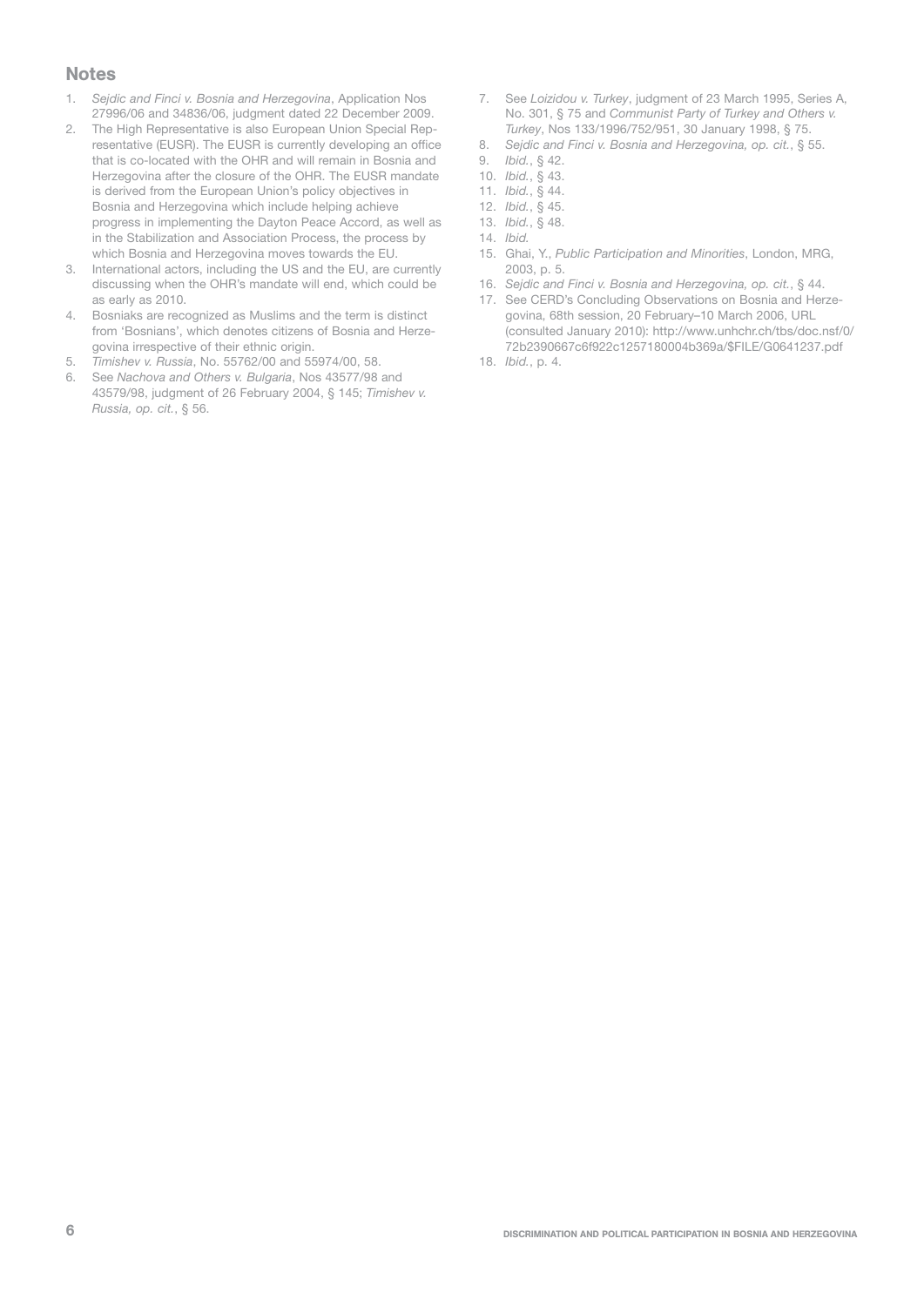## Notes

1. *Sejdic and Finci v. Bosnia and Herzegovina*, Application Nos 27996/06 and 34836/06, judgment dated 22 December 2009.
2. The High Representative is also European Union Special Representative (EUSR). The EUSR is currently developing an office that is co-located with the OHR and will remain in Bosnia and Herzegovina after the closure of the OHR. The EUSR mandate is derived from the European Union's policy objectives in Bosnia and Herzegovina which include helping achieve progress in implementing the Dayton Peace Accord, as well as in the Stabilization and Association Process, the process by which Bosnia and Herzegovina moves towards the EU.
3. International actors, including the US and the EU, are currently discussing when the OHR's mandate will end, which could be as early as 2010.
4. Bosniaks are recognized as Muslims and the term is distinct from 'Bosnians', which denotes citizens of Bosnia and Herzegovina irrespective of their ethnic origin.
5. *Timishev v. Russia*, No. 55762/00 and 55974/00, 58.
6. See *Nachova and Others v. Bulgaria*, Nos 43577/98 and 43579/98, judgment of 26 February 2004, § 145; *Timishev v. Russia, op. cit.*, § 56.
7. See *Loizidou v. Turkey*, judgment of 23 March 1995, Series A, No. 301, § 75 and *Communist Party of Turkey and Others v. Turkey*, Nos 133/1996/752/951, 30 January 1998, § 75.
8. *Sejdic and Finci v. Bosnia and Herzegovina, op. cit.*, § 55.
9. *Ibid.*, § 42.
10. *Ibid.*, § 43.
11. *Ibid.*, § 44.
12. *Ibid.*, § 45.
13. *Ibid.*, § 48.
14. *Ibid.*
15. Ghai, Y., *Public Participation and Minorities*, London, MRG, 2003, p. 5.
16. *Sejdic and Finci v. Bosnia and Herzegovina, op. cit.*, § 44.
17. See CERD's Concluding Observations on Bosnia and Herzegovina, 68th session, 20 February–10 March 2006, URL (consulted January 2010): http://www.unhchr.ch/tbs/doc.nsf/0/72b2390667c6f922c1257180004b369a/$FILE/G0641237.pdf
18. *Ibid.*, p. 4.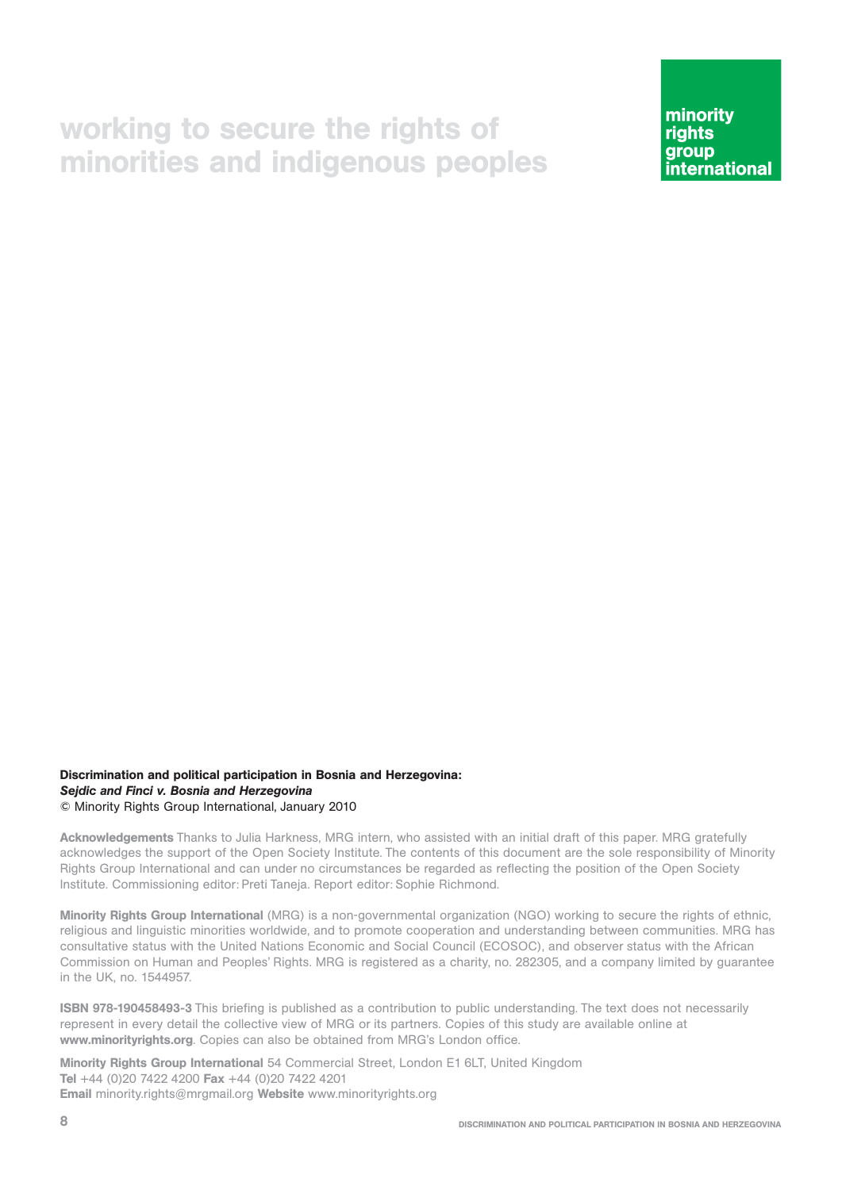working to secure the rights of minorities and indigenous peoples

minority rights group international

**Discrimination and political participation in Bosnia and Herzegovina:**
***Sejdic and Finci v. Bosnia and Herzegovina***
© Minority Rights Group International, January 2010

**Acknowledgements** Thanks to Julia Harkness, MRG intern, who assisted with an initial draft of this paper. MRG gratefully acknowledges the support of the Open Society Institute. The contents of this document are the sole responsibility of Minority Rights Group International and can under no circumstances be regarded as reflecting the position of the Open Society Institute. Commissioning editor: Preti Taneja. Report editor: Sophie Richmond.

**Minority Rights Group International** (MRG) is a non-governmental organization (NGO) working to secure the rights of ethnic, religious and linguistic minorities worldwide, and to promote cooperation and understanding between communities. MRG has consultative status with the United Nations Economic and Social Council (ECOSOC), and observer status with the African Commission on Human and Peoples' Rights. MRG is registered as a charity, no. 282305, and a company limited by guarantee in the UK, no. 1544957.

**ISBN 978-190458493-3** This briefing is published as a contribution to public understanding. The text does not necessarily represent in every detail the collective view of MRG or its partners. Copies of this study are available online at **www.minorityrights.org**. Copies can also be obtained from MRG's London office.

**Minority Rights Group International** 54 Commercial Street, London E1 6LT, United Kingdom
**Tel** +44 (0)20 7422 4200 **Fax** +44 (0)20 7422 4201
**Email** minority.rights@mrgmail.org **Website** www.minorityrights.org